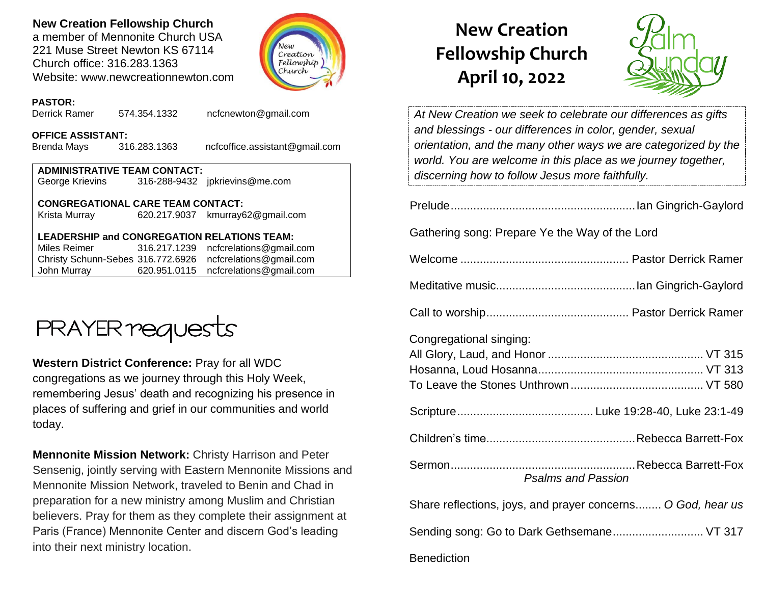**New Creation Fellowship Church**
a member of Mennonite Church USA
221 Muse Street Newton KS 67114
Church office: 316.283.1363
Website: www.newcreationnewton.com

**PASTOR:**
Derrick Ramer 574.354.1332 ncfcnewton@gmail.com

**OFFICE ASSISTANT:**
Brenda Mays 316.283.1363 ncfcoffice.assistant@gmail.com

**ADMINISTRATIVE TEAM CONTACT:**
George Krievins 316-288-9432 jpkrievins@me.com

**CONGREGATIONAL CARE TEAM CONTACT:**
Krista Murray 620.217.9037 kmurray62@gmail.com

**LEADERSHIP and CONGREGATION RELATIONS TEAM:**

| | | |
|---|---|---|
| Miles Reimer | 316.217.1239 | ncfcrelations@gmail.com |
| Christy Schunn-Sebes | 316.772.6926 | ncfcrelations@gmail.com |
| John Murray | 620.951.0115 | ncfcrelations@gmail.com |

## PRAYER requests

**Western District Conference:** Pray for all WDC congregations as we journey through this Holy Week, remembering Jesus' death and recognizing his presence in places of suffering and grief in our communities and world today.

**Mennonite Mission Network:** Christy Harrison and Peter Sensenig, jointly serving with Eastern Mennonite Missions and Mennonite Mission Network, traveled to Benin and Chad in preparation for a new ministry among Muslim and Christian believers. Pray for them as they complete their assignment at Paris (France) Mennonite Center and discern God's leading into their next ministry location.

# New Creation Fellowship Church April 10, 2022

## Palm Sunday

*At New Creation we seek to celebrate our differences as gifts and blessings - our differences in color, gender, sexual orientation, and the many other ways we are categorized by the world. You are welcome in this place as we journey together, discerning how to follow Jesus more faithfully.*

Prelude........................................................Ian Gingrich-Gaylord

Gathering song: Prepare Ye the Way of the Lord

Welcome .................................................. Pastor Derrick Ramer

Meditative music..........................................Ian Gingrich-Gaylord

Call to worship........................................... Pastor Derrick Ramer

Congregational singing:
All Glory, Laud, and Honor ............................................... VT 315
Hosanna, Loud Hosanna.................................................. VT 313
To Leave the Stones Unthrown ........................................ VT 580

Scripture......................................... Luke 19:28-40, Luke 23:1-49

Children's time.............................................Rebecca Barrett-Fox

Sermon........................................................Rebecca Barrett-Fox
*Psalms and Passion*

Share reflections, joys, and prayer concerns........ *O God, hear us*

Sending song: Go to Dark Gethsemane............................ VT 317

Benediction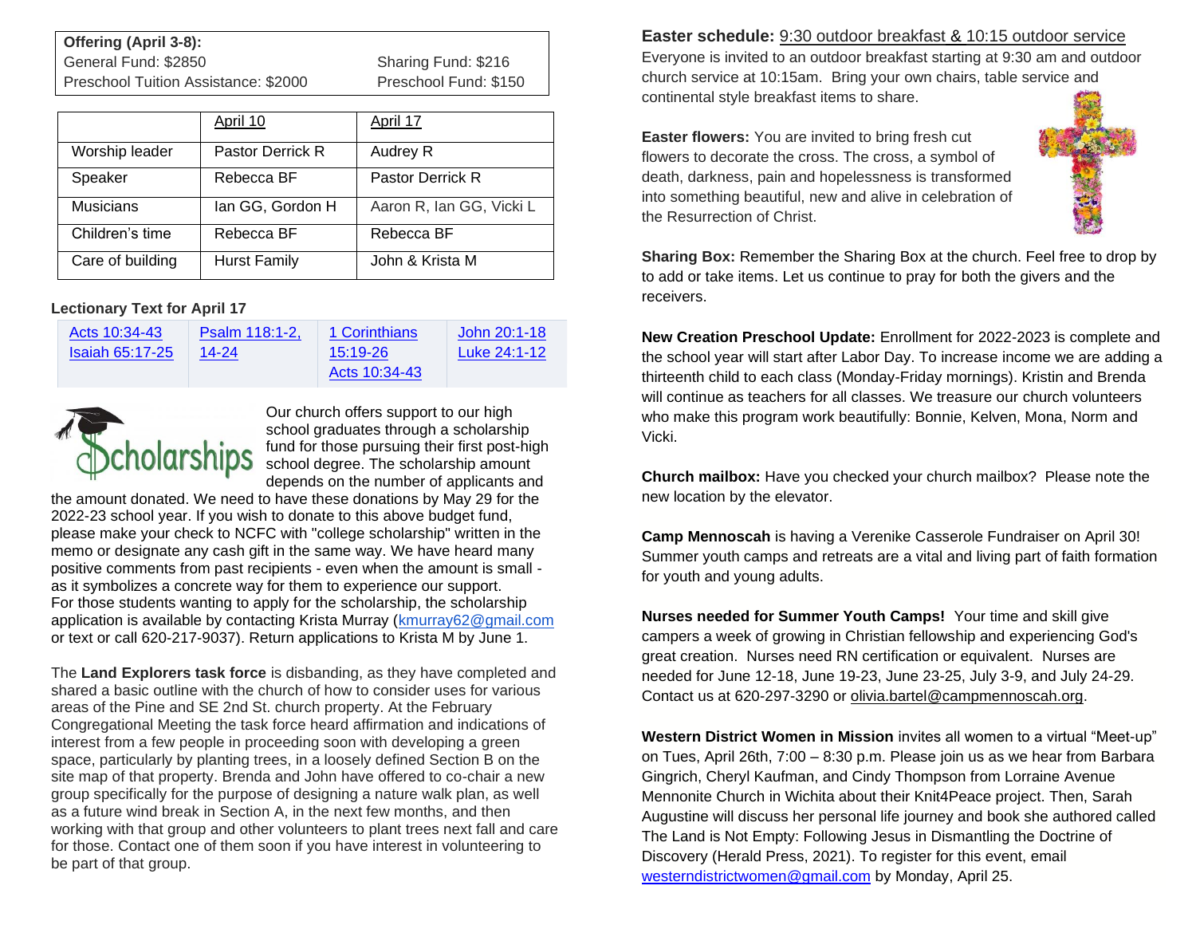| **Offering (April 3-8):** | |
| --- | --- |
| General Fund: $2850 | Sharing Fund: $216 |
| Preschool Tuition Assistance: $2000 | Preschool Fund: $150 |

| | April 10 | April 17 |
| --- | --- | --- |
| Worship leader | Pastor Derrick R | Audrey R |
| Speaker | Rebecca BF | Pastor Derrick R |
| Musicians | Ian GG, Gordon H | Aaron R, Ian GG, Vicki L |
| Children's time | Rebecca BF | Rebecca BF |
| Care of building | Hurst Family | John & Krista M |

**Lectionary Text for April 17**

| | | | |
| --- | --- | --- | --- |
| Acts 10:34-43<br>Isaiah 65:17-25 | Psalm 118:1-2, 14-24 | 1 Corinthians 15:19-26<br>Acts 10:34-43 | John 20:1-18<br>Luke 24:1-12 |

Scholarships

Our church offers support to our high school graduates through a scholarship fund for those pursuing their first post-high school degree. The scholarship amount depends on the number of applicants and the amount donated. We need to have these donations by May 29 for the 2022-23 school year. If you wish to donate to this above budget fund, please make your check to NCFC with "college scholarship" written in the memo or designate any cash gift in the same way. We have heard many positive comments from past recipients - even when the amount is small - as it symbolizes a concrete way for them to experience our support. For those students wanting to apply for the scholarship, the scholarship application is available by contacting Krista Murray (kmurray62@gmail.com or text or call 620-217-9037). Return applications to Krista M by June 1.

The **Land Explorers task force** is disbanding, as they have completed and shared a basic outline with the church of how to consider uses for various areas of the Pine and SE 2nd St. church property. At the February Congregational Meeting the task force heard affirmation and indications of interest from a few people in proceeding soon with developing a green space, particularly by planting trees, in a loosely defined Section B on the site map of that property. Brenda and John have offered to co-chair a new group specifically for the purpose of designing a nature walk plan, as well as a future wind break in Section A, in the next few months, and then working with that group and other volunteers to plant trees next fall and care for those. Contact one of them soon if you have interest in volunteering to be part of that group.

**Easter schedule:** 9:30 outdoor breakfast & 10:15 outdoor service
Everyone is invited to an outdoor breakfast starting at 9:30 am and outdoor church service at 10:15am. Bring your own chairs, table service and continental style breakfast items to share.

**Easter flowers:** You are invited to bring fresh cut flowers to decorate the cross. The cross, a symbol of death, darkness, pain and hopelessness is transformed into something beautiful, new and alive in celebration of the Resurrection of Christ.

**Sharing Box:** Remember the Sharing Box at the church. Feel free to drop by to add or take items. Let us continue to pray for both the givers and the receivers.

**New Creation Preschool Update:** Enrollment for 2022-2023 is complete and the school year will start after Labor Day. To increase income we are adding a thirteenth child to each class (Monday-Friday mornings). Kristin and Brenda will continue as teachers for all classes. We treasure our church volunteers who make this program work beautifully: Bonnie, Kelven, Mona, Norm and Vicki.

**Church mailbox:** Have you checked your church mailbox? Please note the new location by the elevator.

**Camp Mennoscah** is having a Verenike Casserole Fundraiser on April 30! Summer youth camps and retreats are a vital and living part of faith formation for youth and young adults.

**Nurses needed for Summer Youth Camps!** Your time and skill give campers a week of growing in Christian fellowship and experiencing God's great creation. Nurses need RN certification or equivalent. Nurses are needed for June 12-18, June 19-23, June 23-25, July 3-9, and July 24-29. Contact us at 620-297-3290 or olivia.bartel@campmennoscah.org.

**Western District Women in Mission** invites all women to a virtual "Meet-up" on Tues, April 26th, 7:00 – 8:30 p.m. Please join us as we hear from Barbara Gingrich, Cheryl Kaufman, and Cindy Thompson from Lorraine Avenue Mennonite Church in Wichita about their Knit4Peace project. Then, Sarah Augustine will discuss her personal life journey and book she authored called The Land is Not Empty: Following Jesus in Dismantling the Doctrine of Discovery (Herald Press, 2021). To register for this event, email westerndistrictwomen@gmail.com by Monday, April 25.